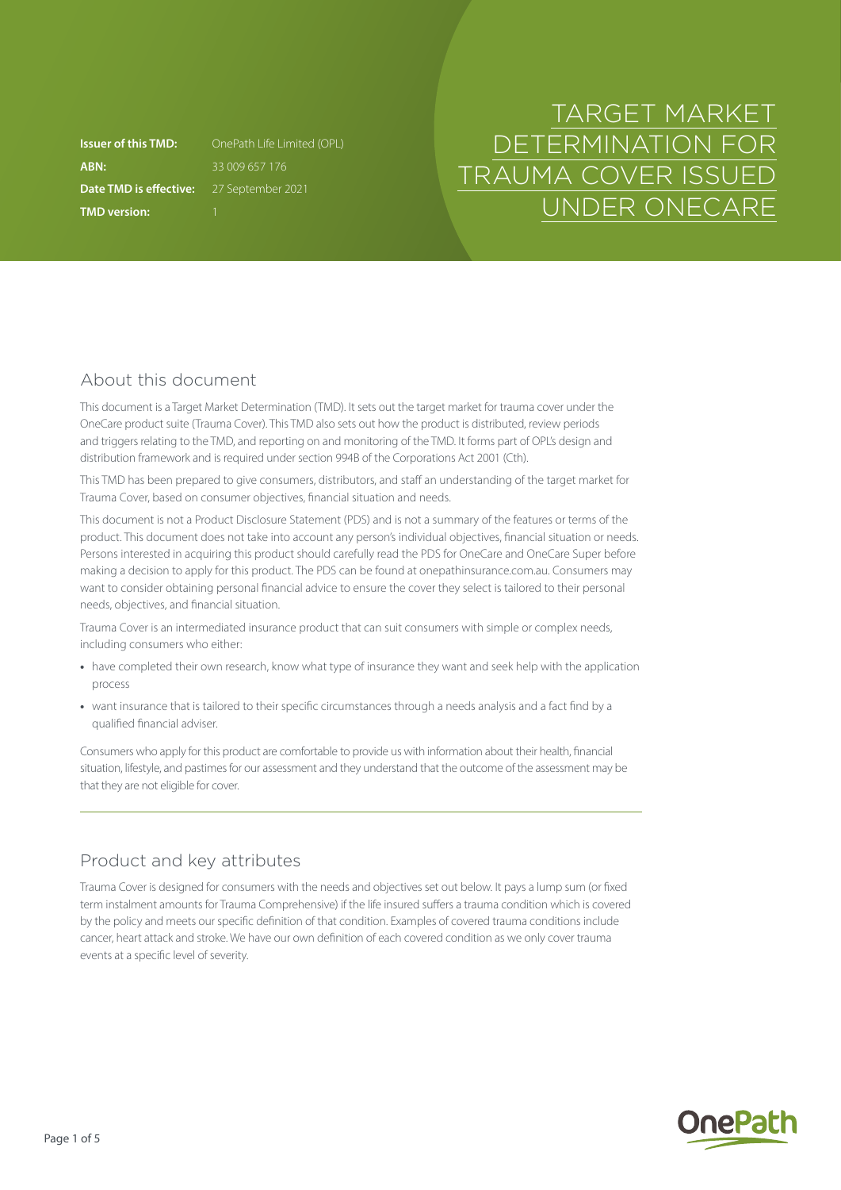# TARGET MARKET DETERMINATION FOR TRAUMA COVER ISSUED UNDER ONECARE

| | |
|---|---|
| **Issuer of this TMD:** | OnePath Life Limited (OPL) |
| **ABN:** | 33 009 657 176 |
| **Date TMD is effective:** | 27 September 2021 |
| **TMD version:** | 1 |

## About this document

This document is a Target Market Determination (TMD). It sets out the target market for trauma cover under the OneCare product suite (Trauma Cover). This TMD also sets out how the product is distributed, review periods and triggers relating to the TMD, and reporting on and monitoring of the TMD. It forms part of OPL's design and distribution framework and is required under section 994B of the Corporations Act 2001 (Cth).

This TMD has been prepared to give consumers, distributors, and staff an understanding of the target market for Trauma Cover, based on consumer objectives, financial situation and needs.

This document is not a Product Disclosure Statement (PDS) and is not a summary of the features or terms of the product. This document does not take into account any person's individual objectives, financial situation or needs. Persons interested in acquiring this product should carefully read the PDS for OneCare and OneCare Super before making a decision to apply for this product. The PDS can be found at onepathinsurance.com.au. Consumers may want to consider obtaining personal financial advice to ensure the cover they select is tailored to their personal needs, objectives, and financial situation.

Trauma Cover is an intermediated insurance product that can suit consumers with simple or complex needs, including consumers who either:

- have completed their own research, know what type of insurance they want and seek help with the application process
- want insurance that is tailored to their specific circumstances through a needs analysis and a fact find by a qualified financial adviser.

Consumers who apply for this product are comfortable to provide us with information about their health, financial situation, lifestyle, and pastimes for our assessment and they understand that the outcome of the assessment may be that they are not eligible for cover.

## Product and key attributes

Trauma Cover is designed for consumers with the needs and objectives set out below. It pays a lump sum (or fixed term instalment amounts for Trauma Comprehensive) if the life insured suffers a trauma condition which is covered by the policy and meets our specific definition of that condition. Examples of covered trauma conditions include cancer, heart attack and stroke. We have our own definition of each covered condition as we only cover trauma events at a specific level of severity.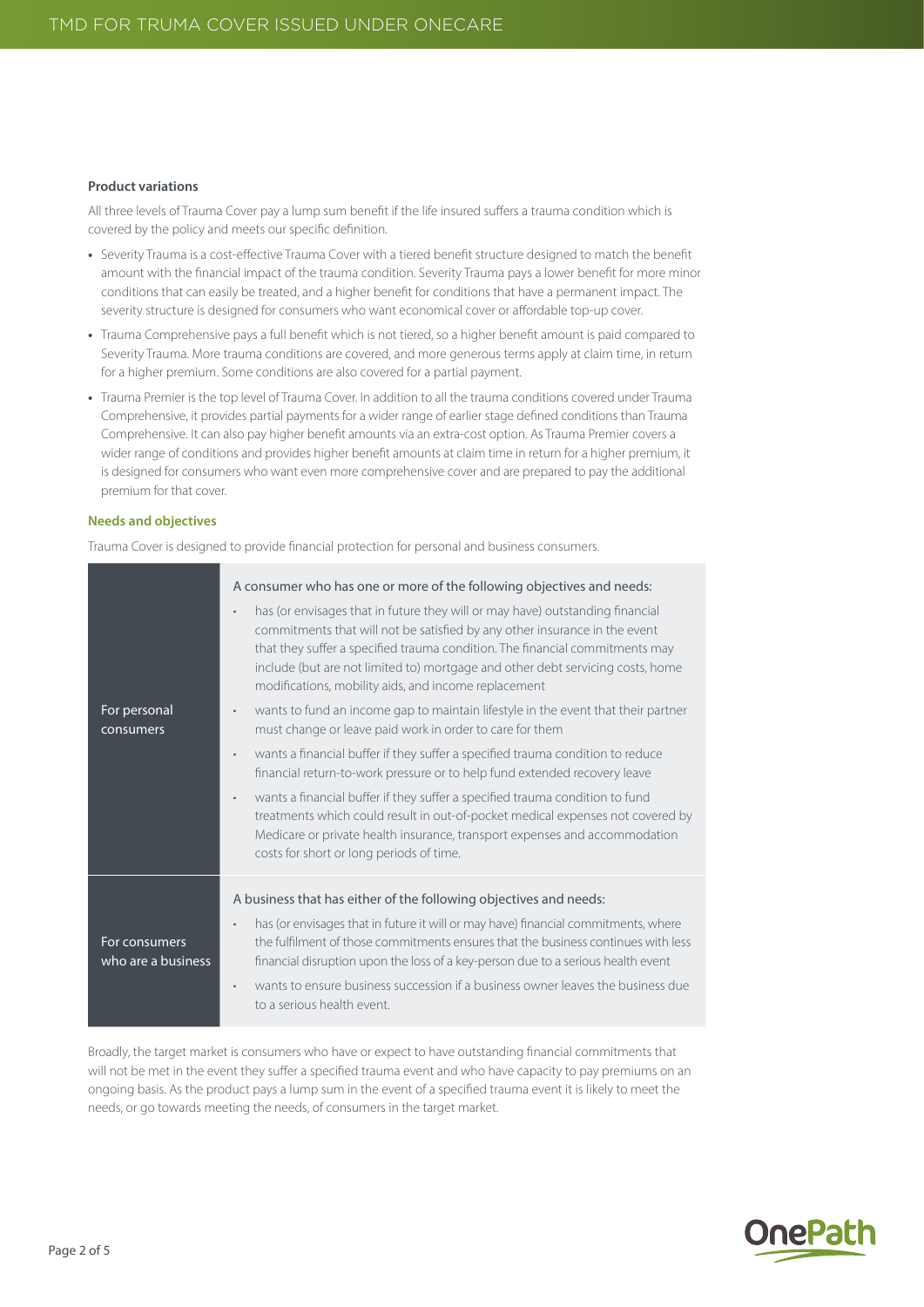### Product variations

All three levels of Trauma Cover pay a lump sum benefit if the life insured suffers a trauma condition which is covered by the policy and meets our specific definition.

- Severity Trauma is a cost-effective Trauma Cover with a tiered benefit structure designed to match the benefit amount with the financial impact of the trauma condition. Severity Trauma pays a lower benefit for more minor conditions that can easily be treated, and a higher benefit for conditions that have a permanent impact. The severity structure is designed for consumers who want economical cover or affordable top-up cover.
- Trauma Comprehensive pays a full benefit which is not tiered, so a higher benefit amount is paid compared to Severity Trauma. More trauma conditions are covered, and more generous terms apply at claim time, in return for a higher premium. Some conditions are also covered for a partial payment.
- Trauma Premier is the top level of Trauma Cover. In addition to all the trauma conditions covered under Trauma Comprehensive, it provides partial payments for a wider range of earlier stage defined conditions than Trauma Comprehensive. It can also pay higher benefit amounts via an extra-cost option. As Trauma Premier covers a wider range of conditions and provides higher benefit amounts at claim time in return for a higher premium, it is designed for consumers who want even more comprehensive cover and are prepared to pay the additional premium for that cover.

### Needs and objectives

Trauma Cover is designed to provide financial protection for personal and business consumers.

| | |
|---|---|
| For personal consumers | A consumer who has one or more of the following objectives and needs:<br>• has (or envisages that in future they will or may have) outstanding financial commitments that will not be satisfied by any other insurance in the event that they suffer a specified trauma condition. The financial commitments may include (but are not limited to) mortgage and other debt servicing costs, home modifications, mobility aids, and income replacement<br>• wants to fund an income gap to maintain lifestyle in the event that their partner must change or leave paid work in order to care for them<br>• wants a financial buffer if they suffer a specified trauma condition to reduce financial return-to-work pressure or to help fund extended recovery leave<br>• wants a financial buffer if they suffer a specified trauma condition to fund treatments which could result in out-of-pocket medical expenses not covered by Medicare or private health insurance, transport expenses and accommodation costs for short or long periods of time. |
| For consumers who are a business | A business that has either of the following objectives and needs:<br>• has (or envisages that in future it will or may have) financial commitments, where the fulfilment of those commitments ensures that the business continues with less financial disruption upon the loss of a key-person due to a serious health event<br>• wants to ensure business succession if a business owner leaves the business due to a serious health event. |

Broadly, the target market is consumers who have or expect to have outstanding financial commitments that will not be met in the event they suffer a specified trauma event and who have capacity to pay premiums on an ongoing basis. As the product pays a lump sum in the event of a specified trauma event it is likely to meet the needs, or go towards meeting the needs, of consumers in the target market.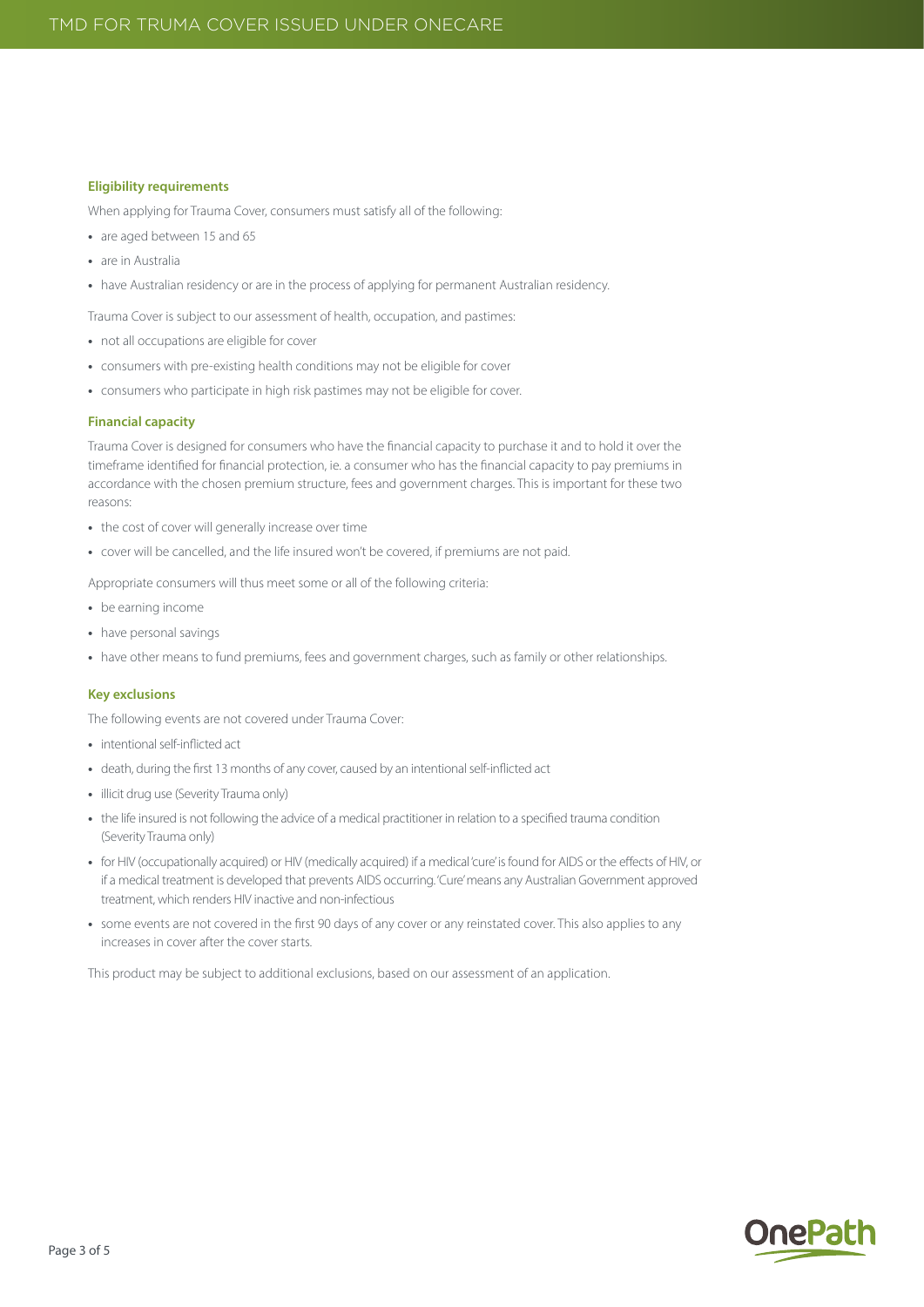### Eligibility requirements

When applying for Trauma Cover, consumers must satisfy all of the following:

- are aged between 15 and 65
- are in Australia
- have Australian residency or are in the process of applying for permanent Australian residency.

Trauma Cover is subject to our assessment of health, occupation, and pastimes:

- not all occupations are eligible for cover
- consumers with pre-existing health conditions may not be eligible for cover
- consumers who participate in high risk pastimes may not be eligible for cover.

### Financial capacity

Trauma Cover is designed for consumers who have the financial capacity to purchase it and to hold it over the timeframe identified for financial protection, ie. a consumer who has the financial capacity to pay premiums in accordance with the chosen premium structure, fees and government charges. This is important for these two reasons:

- the cost of cover will generally increase over time
- cover will be cancelled, and the life insured won't be covered, if premiums are not paid.

Appropriate consumers will thus meet some or all of the following criteria:

- be earning income
- have personal savings
- have other means to fund premiums, fees and government charges, such as family or other relationships.

### Key exclusions

The following events are not covered under Trauma Cover:

- intentional self-inflicted act
- death, during the first 13 months of any cover, caused by an intentional self-inflicted act
- illicit drug use (Severity Trauma only)
- the life insured is not following the advice of a medical practitioner in relation to a specified trauma condition (Severity Trauma only)
- for HIV (occupationally acquired) or HIV (medically acquired) if a medical 'cure' is found for AIDS or the effects of HIV, or if a medical treatment is developed that prevents AIDS occurring. 'Cure' means any Australian Government approved treatment, which renders HIV inactive and non-infectious
- some events are not covered in the first 90 days of any cover or any reinstated cover. This also applies to any increases in cover after the cover starts.

This product may be subject to additional exclusions, based on our assessment of an application.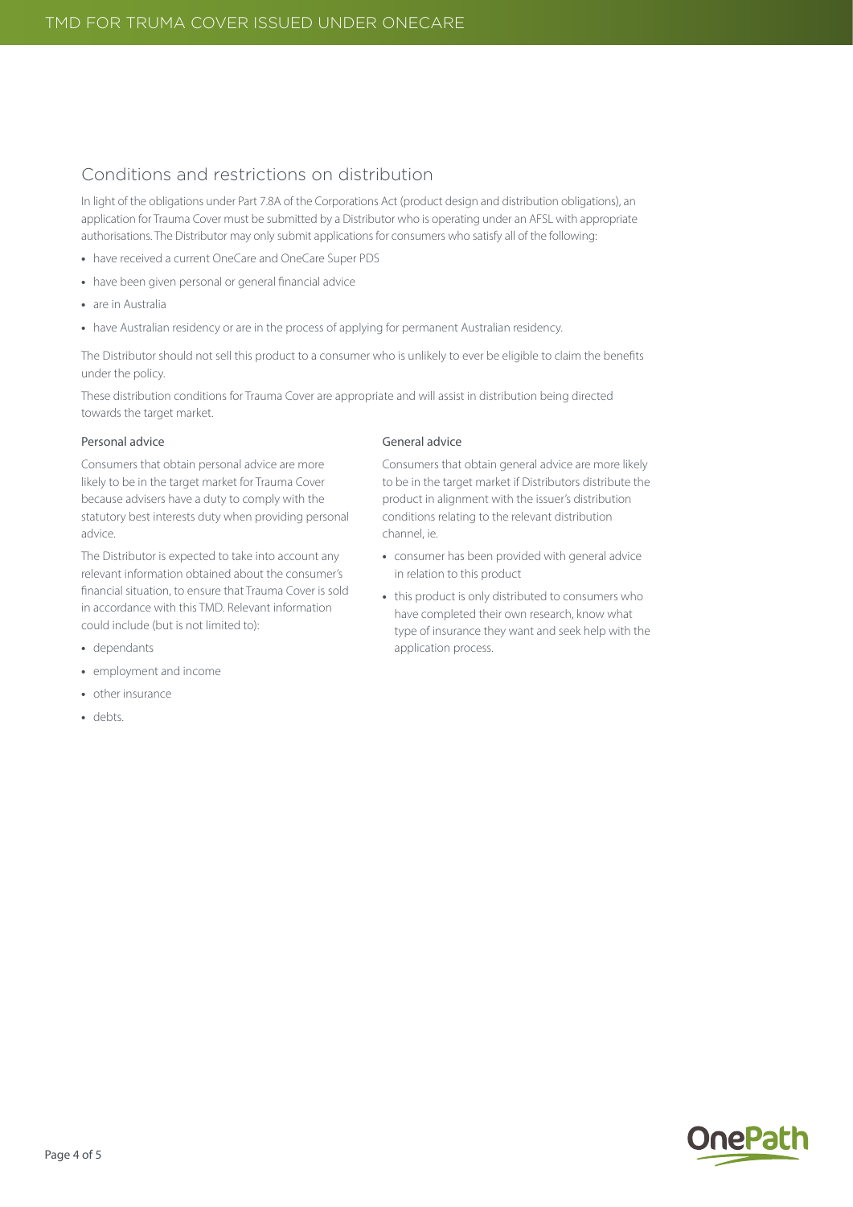## Conditions and restrictions on distribution

In light of the obligations under Part 7.8A of the Corporations Act (product design and distribution obligations), an application for Trauma Cover must be submitted by a Distributor who is operating under an AFSL with appropriate authorisations. The Distributor may only submit applications for consumers who satisfy all of the following:

- have received a current OneCare and OneCare Super PDS
- have been given personal or general financial advice
- are in Australia
- have Australian residency or are in the process of applying for permanent Australian residency.

The Distributor should not sell this product to a consumer who is unlikely to ever be eligible to claim the benefits under the policy.

These distribution conditions for Trauma Cover are appropriate and will assist in distribution being directed towards the target market.

### Personal advice

Consumers that obtain personal advice are more likely to be in the target market for Trauma Cover because advisers have a duty to comply with the statutory best interests duty when providing personal advice.

The Distributor is expected to take into account any relevant information obtained about the consumer's financial situation, to ensure that Trauma Cover is sold in accordance with this TMD. Relevant information could include (but is not limited to):

- dependants
- employment and income
- other insurance
- debts.

### General advice

Consumers that obtain general advice are more likely to be in the target market if Distributors distribute the product in alignment with the issuer's distribution conditions relating to the relevant distribution channel, ie.

- consumer has been provided with general advice in relation to this product
- this product is only distributed to consumers who have completed their own research, know what type of insurance they want and seek help with the application process.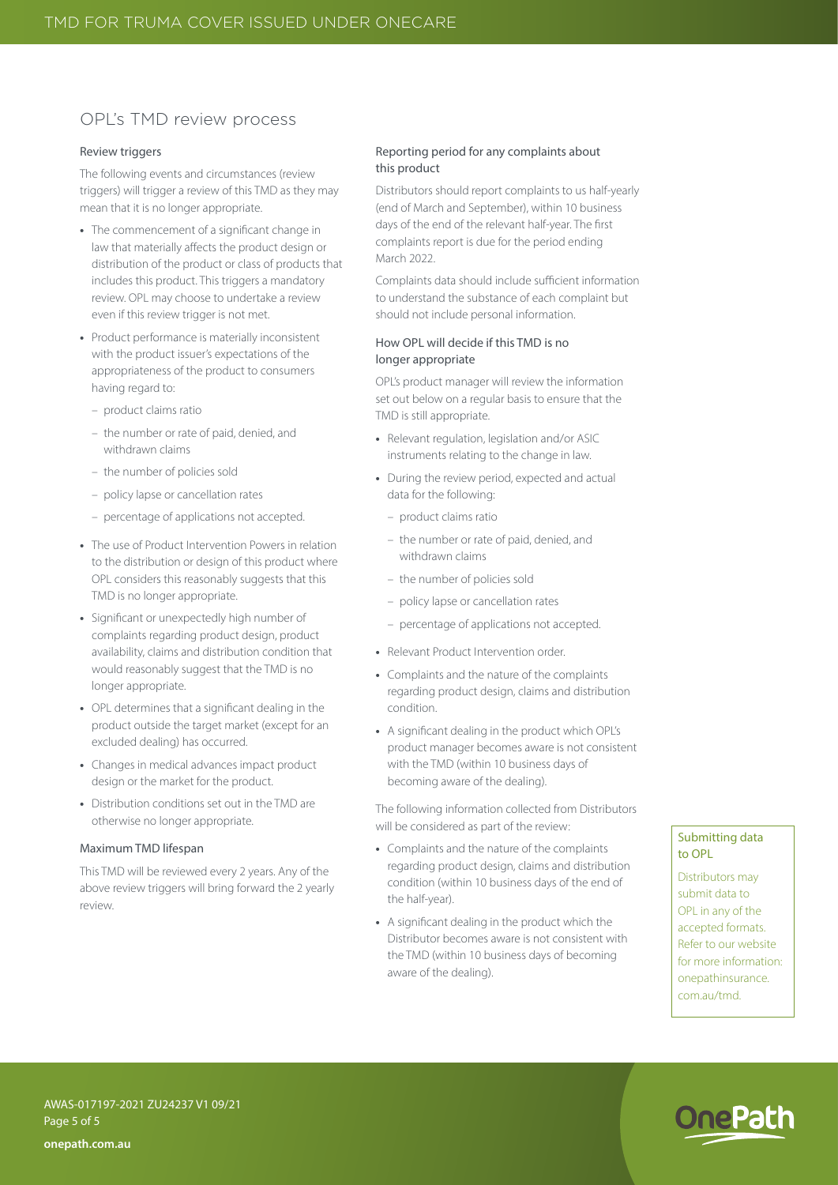## OPL's TMD review process

### Review triggers

The following events and circumstances (review triggers) will trigger a review of this TMD as they may mean that it is no longer appropriate.

- The commencement of a significant change in law that materially affects the product design or distribution of the product or class of products that includes this product. This triggers a mandatory review. OPL may choose to undertake a review even if this review trigger is not met.
- Product performance is materially inconsistent with the product issuer's expectations of the appropriateness of the product to consumers having regard to:
  - product claims ratio
  - the number or rate of paid, denied, and withdrawn claims
  - the number of policies sold
  - policy lapse or cancellation rates
  - percentage of applications not accepted.
- The use of Product Intervention Powers in relation to the distribution or design of this product where OPL considers this reasonably suggests that this TMD is no longer appropriate.
- Significant or unexpectedly high number of complaints regarding product design, product availability, claims and distribution condition that would reasonably suggest that the TMD is no longer appropriate.
- OPL determines that a significant dealing in the product outside the target market (except for an excluded dealing) has occurred.
- Changes in medical advances impact product design or the market for the product.
- Distribution conditions set out in the TMD are otherwise no longer appropriate.

### Maximum TMD lifespan

This TMD will be reviewed every 2 years. Any of the above review triggers will bring forward the 2 yearly review.

### Reporting period for any complaints about this product

Distributors should report complaints to us half-yearly (end of March and September), within 10 business days of the end of the relevant half-year. The first complaints report is due for the period ending March 2022.

Complaints data should include sufficient information to understand the substance of each complaint but should not include personal information.

### How OPL will decide if this TMD is no longer appropriate

OPL's product manager will review the information set out below on a regular basis to ensure that the TMD is still appropriate.

- Relevant regulation, legislation and/or ASIC instruments relating to the change in law.
- During the review period, expected and actual data for the following:
  - product claims ratio
  - the number or rate of paid, denied, and withdrawn claims
  - the number of policies sold
  - policy lapse or cancellation rates
  - percentage of applications not accepted.
- Relevant Product Intervention order.
- Complaints and the nature of the complaints regarding product design, claims and distribution condition.
- A significant dealing in the product which OPL's product manager becomes aware is not consistent with the TMD (within 10 business days of becoming aware of the dealing).

The following information collected from Distributors will be considered as part of the review:

- Complaints and the nature of the complaints regarding product design, claims and distribution condition (within 10 business days of the end of the half-year).
- A significant dealing in the product which the Distributor becomes aware is not consistent with the TMD (within 10 business days of becoming aware of the dealing).

### Submitting data to OPL

Distributors may submit data to OPL in any of the accepted formats. Refer to our website for more information: onepathinsurance.com.au/tmd.

AWAS-017197-2021 ZU24237 V1 09/21